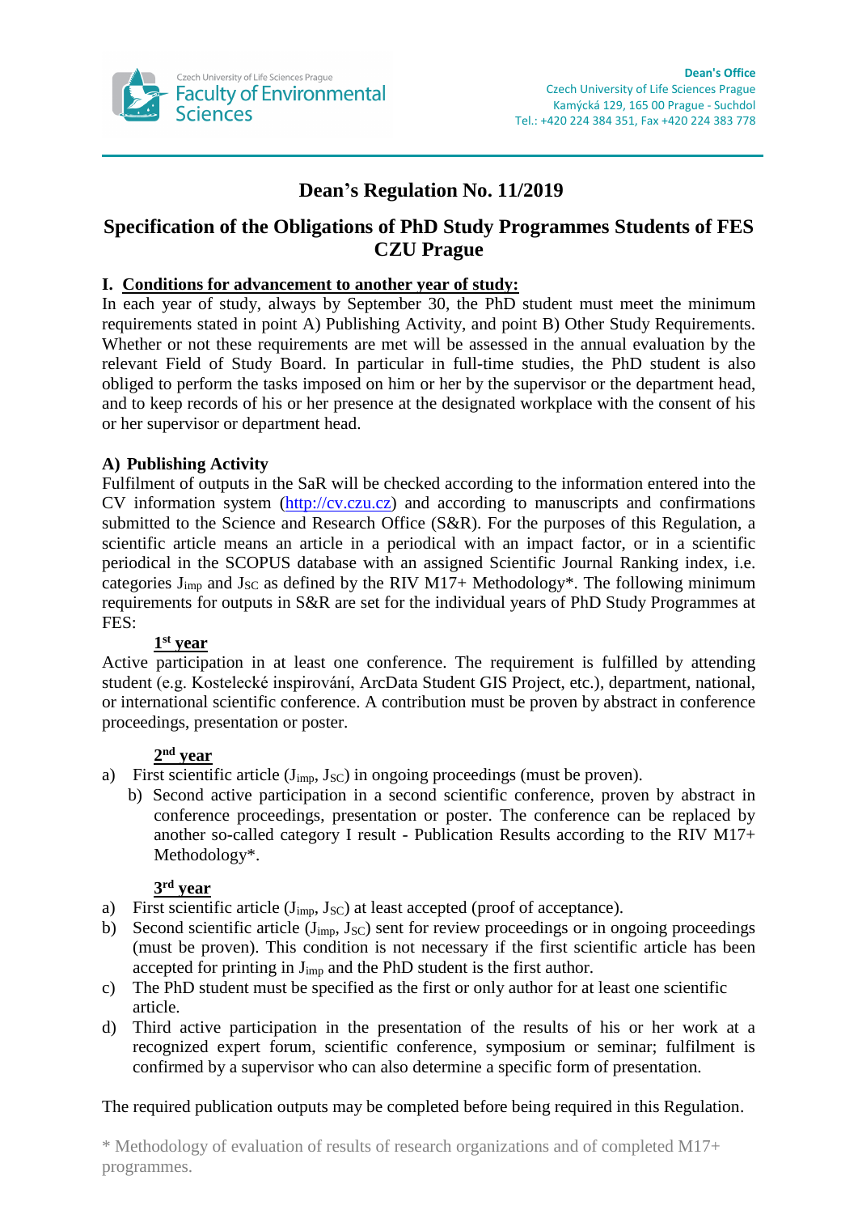# Dean's Regulation No. 11/2019

## Specification of the Obligations of PhD Study Programmes Students of FES CZU Prague

### I. Conditions for advancement to another year of study:

In each year of study, always by September 30, the PhD student must meet the minimum requirements stated in point A) Publishing Activity, and point B) Other Study Requirements. Whether or not these requirements are met will be assessed in the annual evaluation by the relevant Field of Study Board. In particular in full-time studies, the PhD student is also obliged to perform the tasks imposed on him or her by the supervisor or the department head, and to keep records of his or her presence at the designated workplace with the consent of his or her supervisor or department head.

#### A) Publishing Activity

Fulfilment of outputs in the SaR will be checked according to the information entered into the CV information system (http://cv.czu.cz) and according to manuscripts and confirmations submitted to the Science and Research Office (S&R). For the purposes of this Regulation, a scientific article means an article in a periodical with an impact factor, or in a scientific periodical in the SCOPUS database with an assigned Scientific Journal Ranking index, i.e. categories $J_{imp}$ and $J_{SC}$ as defined by the RIV M17+ Methodology*. The following minimum requirements for outputs in S&R are set for the individual years of PhD Study Programmes at FES:

**1st year**

Active participation in at least one conference. The requirement is fulfilled by attending student (e.g. Kostelecké inspirování, ArcData Student GIS Project, etc.), department, national, or international scientific conference. A contribution must be proven by abstract in conference proceedings, presentation or poster.

**2nd year**

a) First scientific article ($J_{imp}$, $J_{SC}$) in ongoing proceedings (must be proven).
b) Second active participation in a second scientific conference, proven by abstract in conference proceedings, presentation or poster. The conference can be replaced by another so-called category I result - Publication Results according to the RIV M17+ Methodology*.

**3rd year**

a) First scientific article ($J_{imp}$, $J_{SC}$) at least accepted (proof of acceptance).
b) Second scientific article ($J_{imp}$, $J_{SC}$) sent for review proceedings or in ongoing proceedings (must be proven). This condition is not necessary if the first scientific article has been accepted for printing in $J_{imp}$ and the PhD student is the first author.
c) The PhD student must be specified as the first or only author for at least one scientific article.
d) Third active participation in the presentation of the results of his or her work at a recognized expert forum, scientific conference, symposium or seminar; fulfilment is confirmed by a supervisor who can also determine a specific form of presentation.

The required publication outputs may be completed before being required in this Regulation.

* Methodology of evaluation of results of research organizations and of completed M17+ programmes.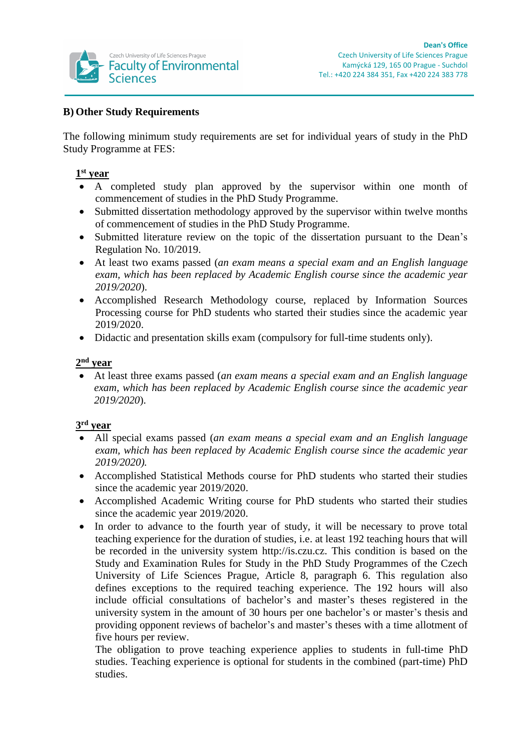**B) Other Study Requirements**

The following minimum study requirements are set for individual years of study in the PhD Study Programme at FES:

**1st year**

- A completed study plan approved by the supervisor within one month of commencement of studies in the PhD Study Programme.
- Submitted dissertation methodology approved by the supervisor within twelve months of commencement of studies in the PhD Study Programme.
- Submitted literature review on the topic of the dissertation pursuant to the Dean's Regulation No. 10/2019.
- At least two exams passed (*an exam means a special exam and an English language exam, which has been replaced by Academic English course since the academic year 2019/2020*).
- Accomplished Research Methodology course, replaced by Information Sources Processing course for PhD students who started their studies since the academic year 2019/2020.
- Didactic and presentation skills exam (compulsory for full-time students only).

**2nd year**

- At least three exams passed (*an exam means a special exam and an English language exam, which has been replaced by Academic English course since the academic year 2019/2020*).

**3rd year**

- All special exams passed (*an exam means a special exam and an English language exam, which has been replaced by Academic English course since the academic year 2019/2020).*
- Accomplished Statistical Methods course for PhD students who started their studies since the academic year 2019/2020.
- Accomplished Academic Writing course for PhD students who started their studies since the academic year 2019/2020.
- In order to advance to the fourth year of study, it will be necessary to prove total teaching experience for the duration of studies, i.e. at least 192 teaching hours that will be recorded in the university system http://is.czu.cz. This condition is based on the Study and Examination Rules for Study in the PhD Study Programmes of the Czech University of Life Sciences Prague, Article 8, paragraph 6. This regulation also defines exceptions to the required teaching experience. The 192 hours will also include official consultations of bachelor's and master's theses registered in the university system in the amount of 30 hours per one bachelor's or master's thesis and providing opponent reviews of bachelor's and master's theses with a time allotment of five hours per review.

  The obligation to prove teaching experience applies to students in full-time PhD studies. Teaching experience is optional for students in the combined (part-time) PhD studies.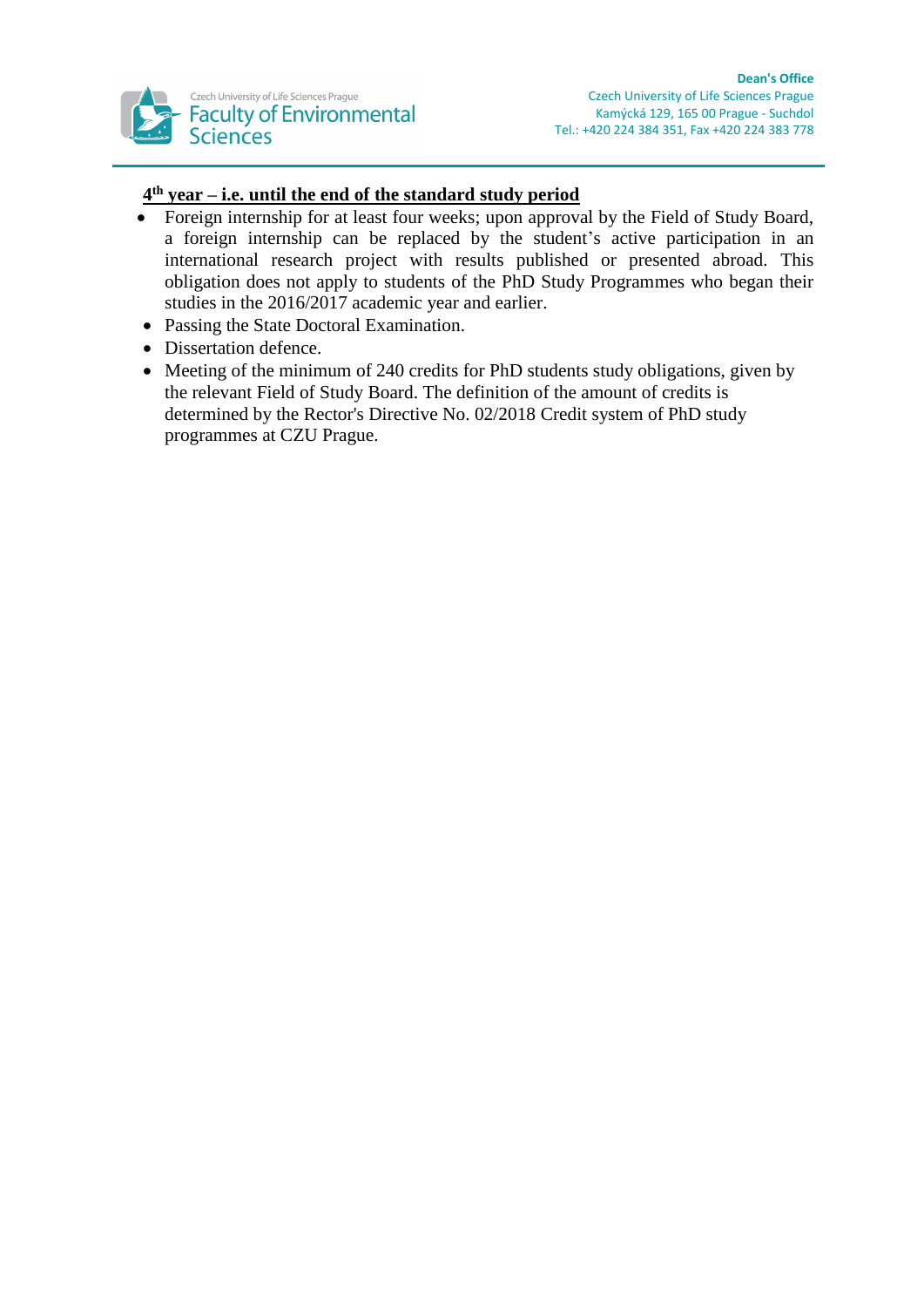**<u>4th year – i.e. until the end of the standard study period</u>**

- Foreign internship for at least four weeks; upon approval by the Field of Study Board, a foreign internship can be replaced by the student's active participation in an international research project with results published or presented abroad. This obligation does not apply to students of the PhD Study Programmes who began their studies in the 2016/2017 academic year and earlier.
- Passing the State Doctoral Examination.
- Dissertation defence.
- Meeting of the minimum of 240 credits for PhD students study obligations, given by the relevant Field of Study Board. The definition of the amount of credits is determined by the Rector's Directive No. 02/2018 Credit system of PhD study programmes at CZU Prague.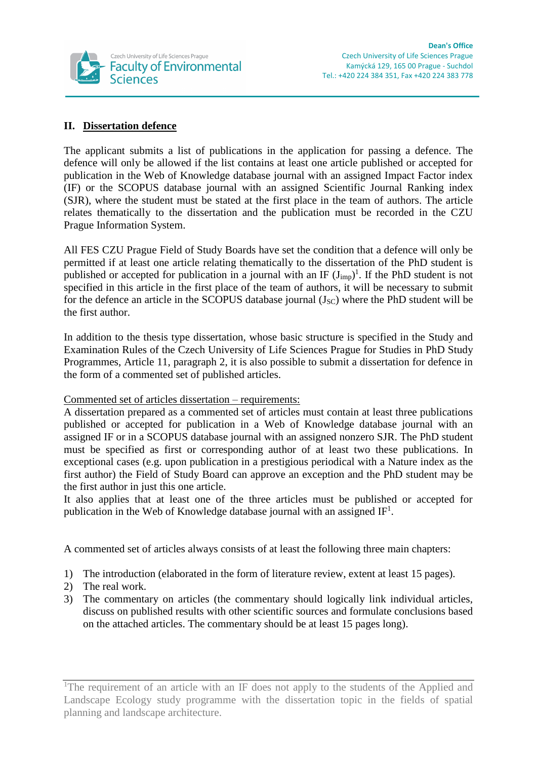## II. Dissertation defence

The applicant submits a list of publications in the application for passing a defence. The defence will only be allowed if the list contains at least one article published or accepted for publication in the Web of Knowledge database journal with an assigned Impact Factor index (IF) or the SCOPUS database journal with an assigned Scientific Journal Ranking index (SJR), where the student must be stated at the first place in the team of authors. The article relates thematically to the dissertation and the publication must be recorded in the CZU Prague Information System.

All FES CZU Prague Field of Study Boards have set the condition that a defence will only be permitted if at least one article relating thematically to the dissertation of the PhD student is published or accepted for publication in a journal with an IF ($J_{imp}$)[1]. If the PhD student is not specified in this article in the first place of the team of authors, it will be necessary to submit for the defence an article in the SCOPUS database journal ($J_{SC}$) where the PhD student will be the first author.

In addition to the thesis type dissertation, whose basic structure is specified in the Study and Examination Rules of the Czech University of Life Sciences Prague for Studies in PhD Study Programmes, Article 11, paragraph 2, it is also possible to submit a dissertation for defence in the form of a commented set of published articles.

Commented set of articles dissertation – requirements:
A dissertation prepared as a commented set of articles must contain at least three publications published or accepted for publication in a Web of Knowledge database journal with an assigned IF or in a SCOPUS database journal with an assigned nonzero SJR. The PhD student must be specified as first or corresponding author of at least two these publications. In exceptional cases (e.g. upon publication in a prestigious periodical with a Nature index as the first author) the Field of Study Board can approve an exception and the PhD student may be the first author in just this one article.
It also applies that at least one of the three articles must be published or accepted for publication in the Web of Knowledge database journal with an assigned IF[1].

A commented set of articles always consists of at least the following three main chapters:

1) The introduction (elaborated in the form of literature review, extent at least 15 pages).
2) The real work.
3) The commentary on articles (the commentary should logically link individual articles, discuss on published results with other scientific sources and formulate conclusions based on the attached articles. The commentary should be at least 15 pages long).

---

[1]The requirement of an article with an IF does not apply to the students of the Applied and Landscape Ecology study programme with the dissertation topic in the fields of spatial planning and landscape architecture.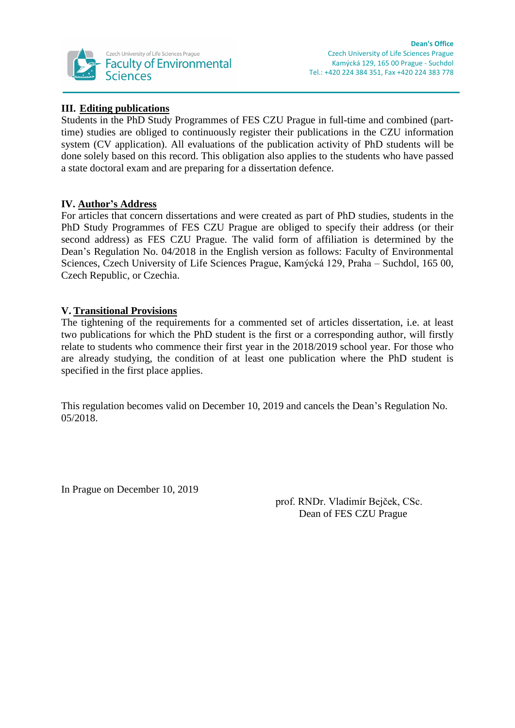### III. Editing publications

Students in the PhD Study Programmes of FES CZU Prague in full-time and combined (part-time) studies are obliged to continuously register their publications in the CZU information system (CV application). All evaluations of the publication activity of PhD students will be done solely based on this record. This obligation also applies to the students who have passed a state doctoral exam and are preparing for a dissertation defence.

### IV. Author's Address

For articles that concern dissertations and were created as part of PhD studies, students in the PhD Study Programmes of FES CZU Prague are obliged to specify their address (or their second address) as FES CZU Prague. The valid form of affiliation is determined by the Dean's Regulation No. 04/2018 in the English version as follows: Faculty of Environmental Sciences, Czech University of Life Sciences Prague, Kamýcká 129, Praha – Suchdol, 165 00, Czech Republic, or Czechia.

### V. Transitional Provisions

The tightening of the requirements for a commented set of articles dissertation, i.e. at least two publications for which the PhD student is the first or a corresponding author, will firstly relate to students who commence their first year in the 2018/2019 school year. For those who are already studying, the condition of at least one publication where the PhD student is specified in the first place applies.

This regulation becomes valid on December 10, 2019 and cancels the Dean's Regulation No. 05/2018.

In Prague on December 10, 2019

prof. RNDr. Vladimír Bejček, CSc.
Dean of FES CZU Prague